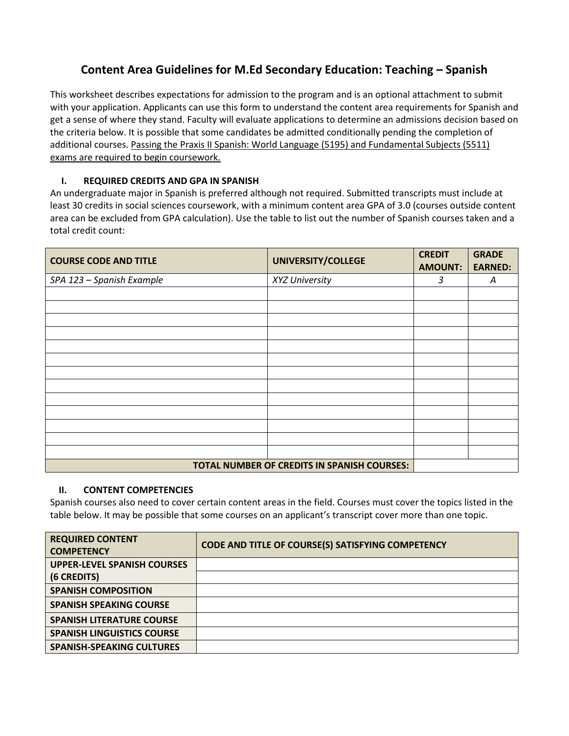# Content Area Guidelines for M.Ed Secondary Education: Teaching – Spanish

This worksheet describes expectations for admission to the program and is an optional attachment to submit with your application. Applicants can use this form to understand the content area requirements for Spanish and get a sense of where they stand. Faculty will evaluate applications to determine an admissions decision based on the criteria below. It is possible that some candidates be admitted conditionally pending the completion of additional courses. <u>Passing the Praxis II Spanish: World Language (5195) and Fundamental Subjects (5511) exams are required to begin coursework.</u>

## I. REQUIRED CREDITS AND GPA IN SPANISH

An undergraduate major in Spanish is preferred although not required. Submitted transcripts must include at least 30 credits in social sciences coursework, with a minimum content area GPA of 3.0 (courses outside content area can be excluded from GPA calculation). Use the table to list out the number of Spanish courses taken and a total credit count:

| COURSE CODE AND TITLE | UNIVERSITY/COLLEGE | CREDIT AMOUNT: | GRADE EARNED: |
|---|---|---|---|
| *SPA 123 – Spanish Example* | *XYZ University* | *3* | *A* |
| | | | |
| | | | |
| | | | |
| | | | |
| | | | |
| | | | |
| | | | |
| | | | |
| | | | |
| | | | |
| | | | |
| | | | |
| | | | |
| **TOTAL NUMBER OF CREDITS IN SPANISH COURSES:** | | | |

## II. CONTENT COMPETENCIES

Spanish courses also need to cover certain content areas in the field. Courses must cover the topics listed in the table below. It may be possible that some courses on an applicant's transcript cover more than one topic.

| REQUIRED CONTENT COMPETENCY | CODE AND TITLE OF COURSE(S) SATISFYING COMPETENCY |
|---|---|
| **UPPER-LEVEL SPANISH COURSES (6 CREDITS)** | |
| | |
| **SPANISH COMPOSITION** | |
| **SPANISH SPEAKING COURSE** | |
| **SPANISH LITERATURE COURSE** | |
| **SPANISH LINGUISTICS COURSE** | |
| **SPANISH-SPEAKING CULTURES** | |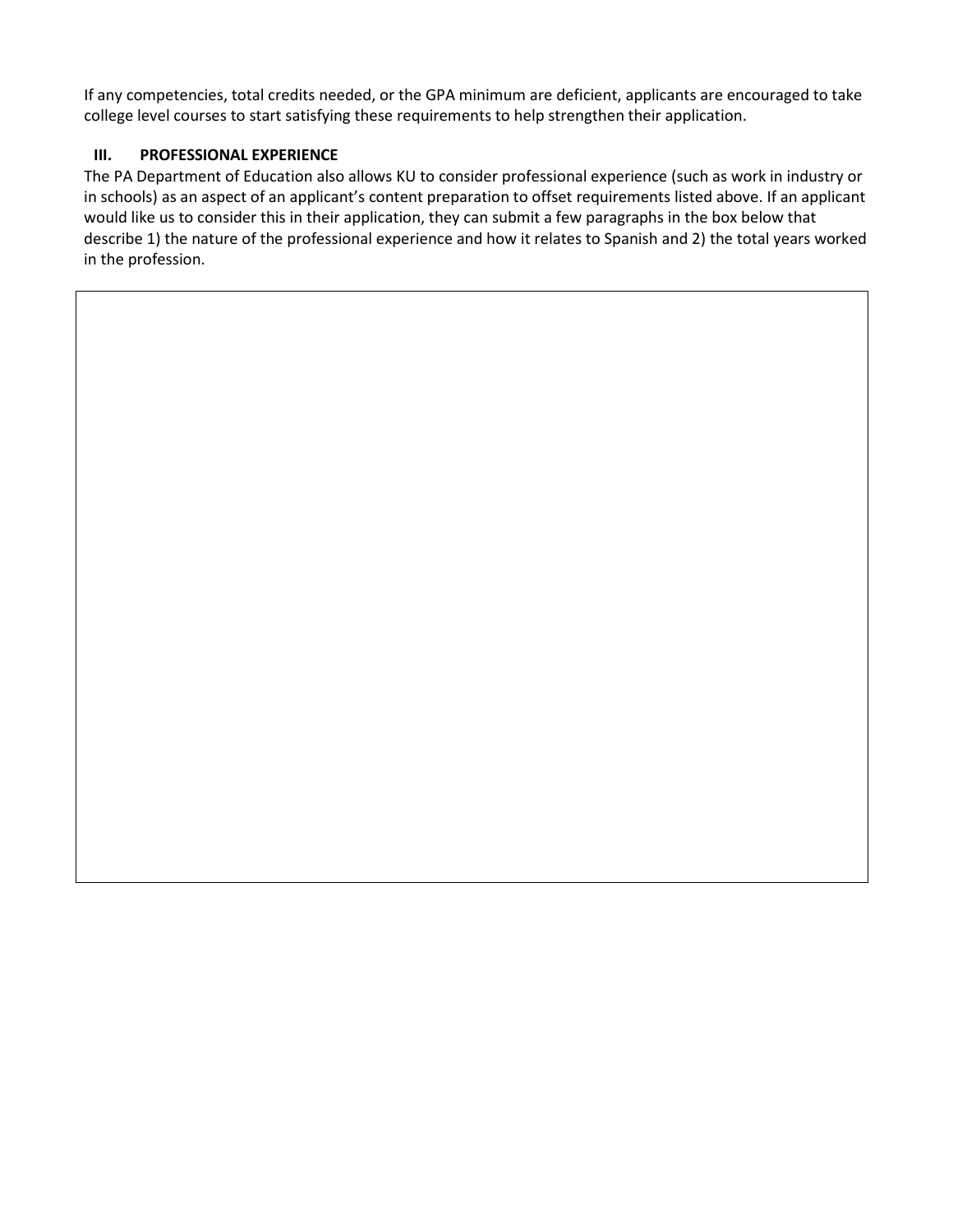If any competencies, total credits needed, or the GPA minimum are deficient, applicants are encouraged to take college level courses to start satisfying these requirements to help strengthen their application.

## III. PROFESSIONAL EXPERIENCE

The PA Department of Education also allows KU to consider professional experience (such as work in industry or in schools) as an aspect of an applicant's content preparation to offset requirements listed above. If an applicant would like us to consider this in their application, they can submit a few paragraphs in the box below that describe 1) the nature of the professional experience and how it relates to Spanish and 2) the total years worked in the profession.